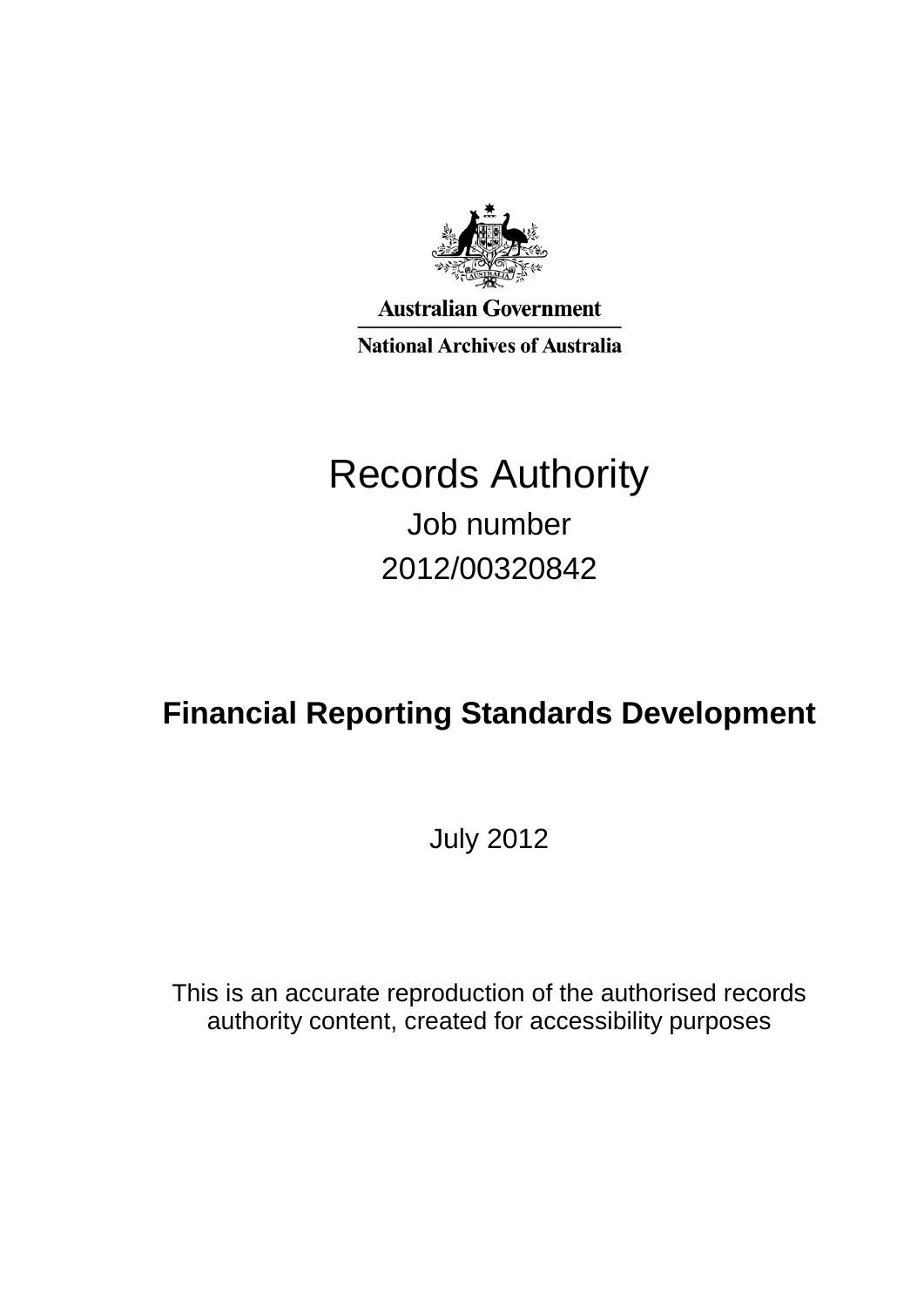Australian Government

National Archives of Australia

# Records Authority

Job number

2012/00320842

## Financial Reporting Standards Development

July 2012

This is an accurate reproduction of the authorised records authority content, created for accessibility purposes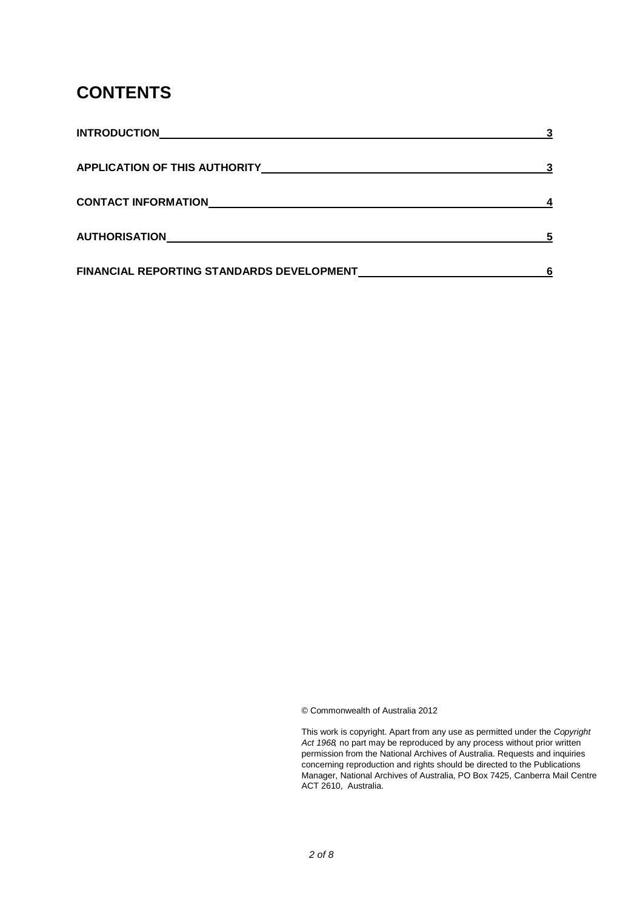# CONTENTS

| | |
|---|---|
| **INTRODUCTION** | **3** |
| **APPLICATION OF THIS AUTHORITY** | **3** |
| **CONTACT INFORMATION** | **4** |
| **AUTHORISATION** | **5** |
| **FINANCIAL REPORTING STANDARDS DEVELOPMENT** | **6** |

© Commonwealth of Australia 2012

This work is copyright. Apart from any use as permitted under the *Copyright Act 1968*, no part may be reproduced by any process without prior written permission from the National Archives of Australia. Requests and inquiries concerning reproduction and rights should be directed to the Publications Manager, National Archives of Australia, PO Box 7425, Canberra Mail Centre ACT 2610, Australia.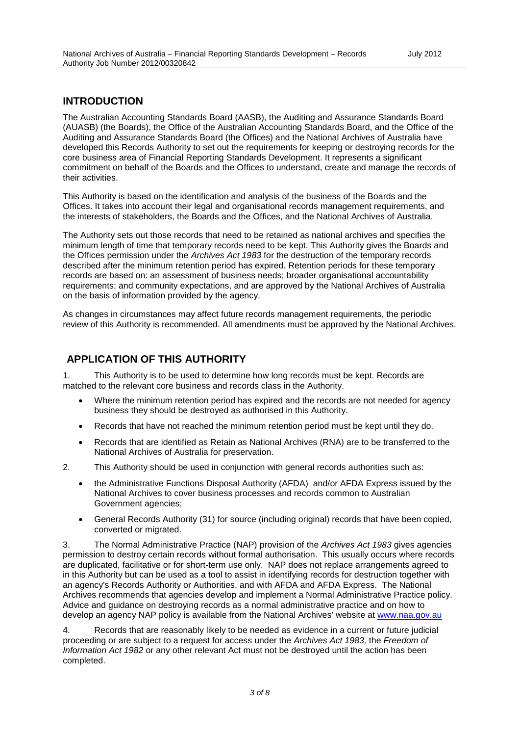## INTRODUCTION

The Australian Accounting Standards Board (AASB), the Auditing and Assurance Standards Board (AUASB) (the Boards), the Office of the Australian Accounting Standards Board, and the Office of the Auditing and Assurance Standards Board (the Offices) and the National Archives of Australia have developed this Records Authority to set out the requirements for keeping or destroying records for the core business area of Financial Reporting Standards Development. It represents a significant commitment on behalf of the Boards and the Offices to understand, create and manage the records of their activities.

This Authority is based on the identification and analysis of the business of the Boards and the Offices. It takes into account their legal and organisational records management requirements, and the interests of stakeholders, the Boards and the Offices, and the National Archives of Australia.

The Authority sets out those records that need to be retained as national archives and specifies the minimum length of time that temporary records need to be kept. This Authority gives the Boards and the Offices permission under the *Archives Act 1983* for the destruction of the temporary records described after the minimum retention period has expired. Retention periods for these temporary records are based on: an assessment of business needs; broader organisational accountability requirements; and community expectations, and are approved by the National Archives of Australia on the basis of information provided by the agency.

As changes in circumstances may affect future records management requirements, the periodic review of this Authority is recommended. All amendments must be approved by the National Archives.

## APPLICATION OF THIS AUTHORITY

1. This Authority is to be used to determine how long records must be kept. Records are matched to the relevant core business and records class in the Authority.

   - Where the minimum retention period has expired and the records are not needed for agency business they should be destroyed as authorised in this Authority.
   - Records that have not reached the minimum retention period must be kept until they do.
   - Records that are identified as Retain as National Archives (RNA) are to be transferred to the National Archives of Australia for preservation.

2. This Authority should be used in conjunction with general records authorities such as:

   - the Administrative Functions Disposal Authority (AFDA) and/or AFDA Express issued by the National Archives to cover business processes and records common to Australian Government agencies;
   - General Records Authority (31) for source (including original) records that have been copied, converted or migrated.

3. The Normal Administrative Practice (NAP) provision of the *Archives Act 1983* gives agencies permission to destroy certain records without formal authorisation. This usually occurs where records are duplicated, facilitative or for short-term use only. NAP does not replace arrangements agreed to in this Authority but can be used as a tool to assist in identifying records for destruction together with an agency's Records Authority or Authorities, and with AFDA and AFDA Express. The National Archives recommends that agencies develop and implement a Normal Administrative Practice policy. Advice and guidance on destroying records as a normal administrative practice and on how to develop an agency NAP policy is available from the National Archives' website at www.naa.gov.au

4. Records that are reasonably likely to be needed as evidence in a current or future judicial proceeding or are subject to a request for access under the *Archives Act 1983,* the *Freedom of Information Act 1982* or any other relevant Act must not be destroyed until the action has been completed.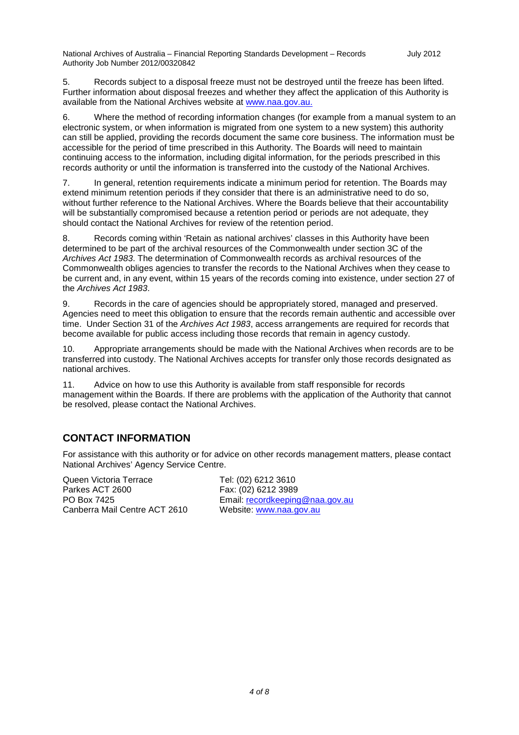5. Records subject to a disposal freeze must not be destroyed until the freeze has been lifted. Further information about disposal freezes and whether they affect the application of this Authority is available from the National Archives website at www.naa.gov.au.

6. Where the method of recording information changes (for example from a manual system to an electronic system, or when information is migrated from one system to a new system) this authority can still be applied, providing the records document the same core business. The information must be accessible for the period of time prescribed in this Authority. The Boards will need to maintain continuing access to the information, including digital information, for the periods prescribed in this records authority or until the information is transferred into the custody of the National Archives.

7. In general, retention requirements indicate a minimum period for retention. The Boards may extend minimum retention periods if they consider that there is an administrative need to do so, without further reference to the National Archives. Where the Boards believe that their accountability will be substantially compromised because a retention period or periods are not adequate, they should contact the National Archives for review of the retention period.

8. Records coming within 'Retain as national archives' classes in this Authority have been determined to be part of the archival resources of the Commonwealth under section 3C of the *Archives Act 1983*. The determination of Commonwealth records as archival resources of the Commonwealth obliges agencies to transfer the records to the National Archives when they cease to be current and, in any event, within 15 years of the records coming into existence, under section 27 of the *Archives Act 1983*.

9. Records in the care of agencies should be appropriately stored, managed and preserved. Agencies need to meet this obligation to ensure that the records remain authentic and accessible over time. Under Section 31 of the *Archives Act 1983*, access arrangements are required for records that become available for public access including those records that remain in agency custody.

10. Appropriate arrangements should be made with the National Archives when records are to be transferred into custody. The National Archives accepts for transfer only those records designated as national archives.

11. Advice on how to use this Authority is available from staff responsible for records management within the Boards. If there are problems with the application of the Authority that cannot be resolved, please contact the National Archives.

## CONTACT INFORMATION

For assistance with this authority or for advice on other records management matters, please contact National Archives' Agency Service Centre.

Queen Victoria Terrace
Parkes ACT 2600
PO Box 7425
Canberra Mail Centre ACT 2610

Tel: (02) 6212 3610
Fax: (02) 6212 3989
Email: recordkeeping@naa.gov.au
Website: www.naa.gov.au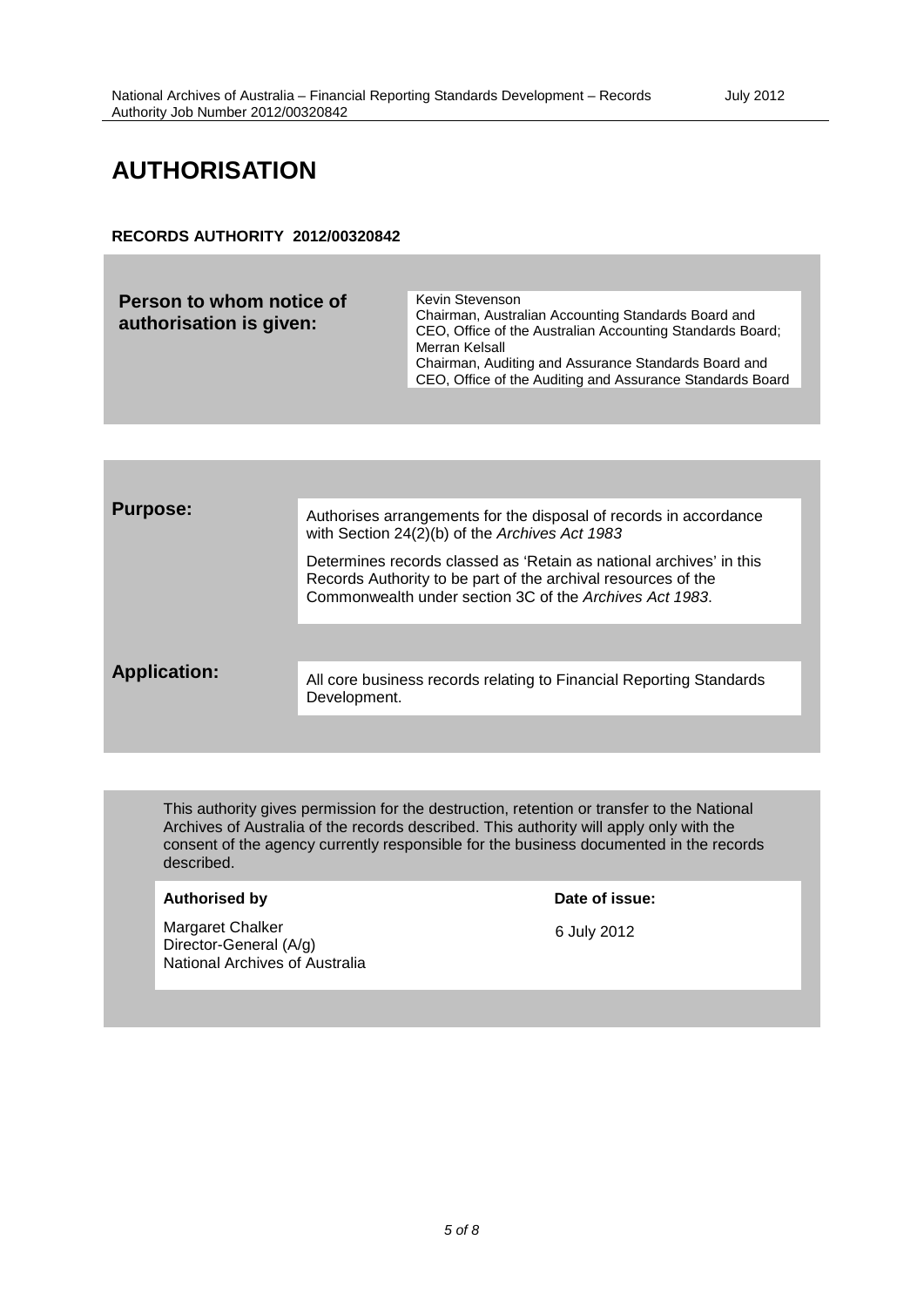# AUTHORISATION

**RECORDS AUTHORITY 2012/00320842**

| | |
|---|---|
| **Person to whom notice of authorisation is given:** | Kevin Stevenson<br>Chairman, Australian Accounting Standards Board and CEO, Office of the Australian Accounting Standards Board;<br>Merran Kelsall<br>Chairman, Auditing and Assurance Standards Board and CEO, Office of the Auditing and Assurance Standards Board |

| | |
|---|---|
| **Purpose:** | Authorises arrangements for the disposal of records in accordance with Section 24(2)(b) of the *Archives Act 1983*<br><br>Determines records classed as 'Retain as national archives' in this Records Authority to be part of the archival resources of the Commonwealth under section 3C of the *Archives Act 1983*. |
| **Application:** | All core business records relating to Financial Reporting Standards Development. |

This authority gives permission for the destruction, retention or transfer to the National Archives of Australia of the records described. This authority will apply only with the consent of the agency currently responsible for the business documented in the records described.

| **Authorised by** | **Date of issue:** |
|---|---|
| Margaret Chalker<br>Director-General (A/g)<br>National Archives of Australia | 6 July 2012 |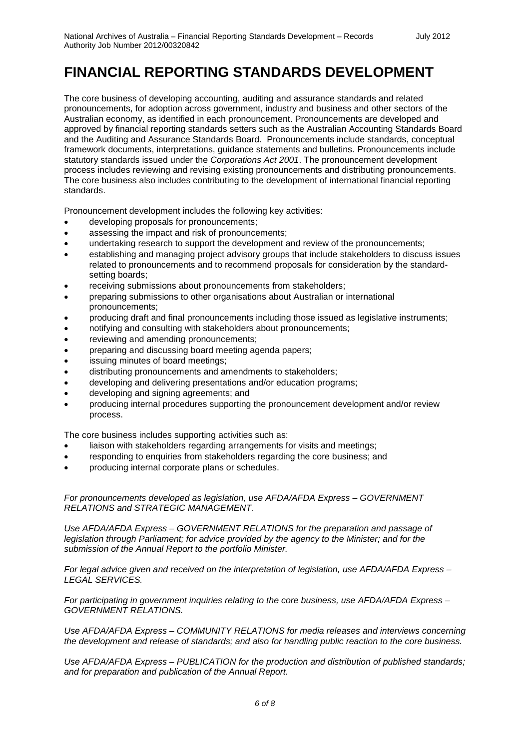# FINANCIAL REPORTING STANDARDS DEVELOPMENT

The core business of developing accounting, auditing and assurance standards and related pronouncements, for adoption across government, industry and business and other sectors of the Australian economy, as identified in each pronouncement. Pronouncements are developed and approved by financial reporting standards setters such as the Australian Accounting Standards Board and the Auditing and Assurance Standards Board. Pronouncements include standards, conceptual framework documents, interpretations, guidance statements and bulletins. Pronouncements include statutory standards issued under the *Corporations Act 2001*. The pronouncement development process includes reviewing and revising existing pronouncements and distributing pronouncements. The core business also includes contributing to the development of international financial reporting standards.

Pronouncement development includes the following key activities:

- developing proposals for pronouncements;
- assessing the impact and risk of pronouncements;
- undertaking research to support the development and review of the pronouncements;
- establishing and managing project advisory groups that include stakeholders to discuss issues related to pronouncements and to recommend proposals for consideration by the standard-setting boards;
- receiving submissions about pronouncements from stakeholders;
- preparing submissions to other organisations about Australian or international pronouncements;
- producing draft and final pronouncements including those issued as legislative instruments;
- notifying and consulting with stakeholders about pronouncements;
- reviewing and amending pronouncements;
- preparing and discussing board meeting agenda papers;
- issuing minutes of board meetings;
- distributing pronouncements and amendments to stakeholders;
- developing and delivering presentations and/or education programs;
- developing and signing agreements; and
- producing internal procedures supporting the pronouncement development and/or review process.

The core business includes supporting activities such as:

- liaison with stakeholders regarding arrangements for visits and meetings;
- responding to enquiries from stakeholders regarding the core business; and
- producing internal corporate plans or schedules.

*For pronouncements developed as legislation, use AFDA/AFDA Express – GOVERNMENT RELATIONS and STRATEGIC MANAGEMENT.*

*Use AFDA/AFDA Express – GOVERNMENT RELATIONS for the preparation and passage of legislation through Parliament; for advice provided by the agency to the Minister; and for the submission of the Annual Report to the portfolio Minister.*

*For legal advice given and received on the interpretation of legislation, use AFDA/AFDA Express – LEGAL SERVICES.*

*For participating in government inquiries relating to the core business, use AFDA/AFDA Express – GOVERNMENT RELATIONS.*

*Use AFDA/AFDA Express – COMMUNITY RELATIONS for media releases and interviews concerning the development and release of standards; and also for handling public reaction to the core business.*

*Use AFDA/AFDA Express – PUBLICATION for the production and distribution of published standards; and for preparation and publication of the Annual Report.*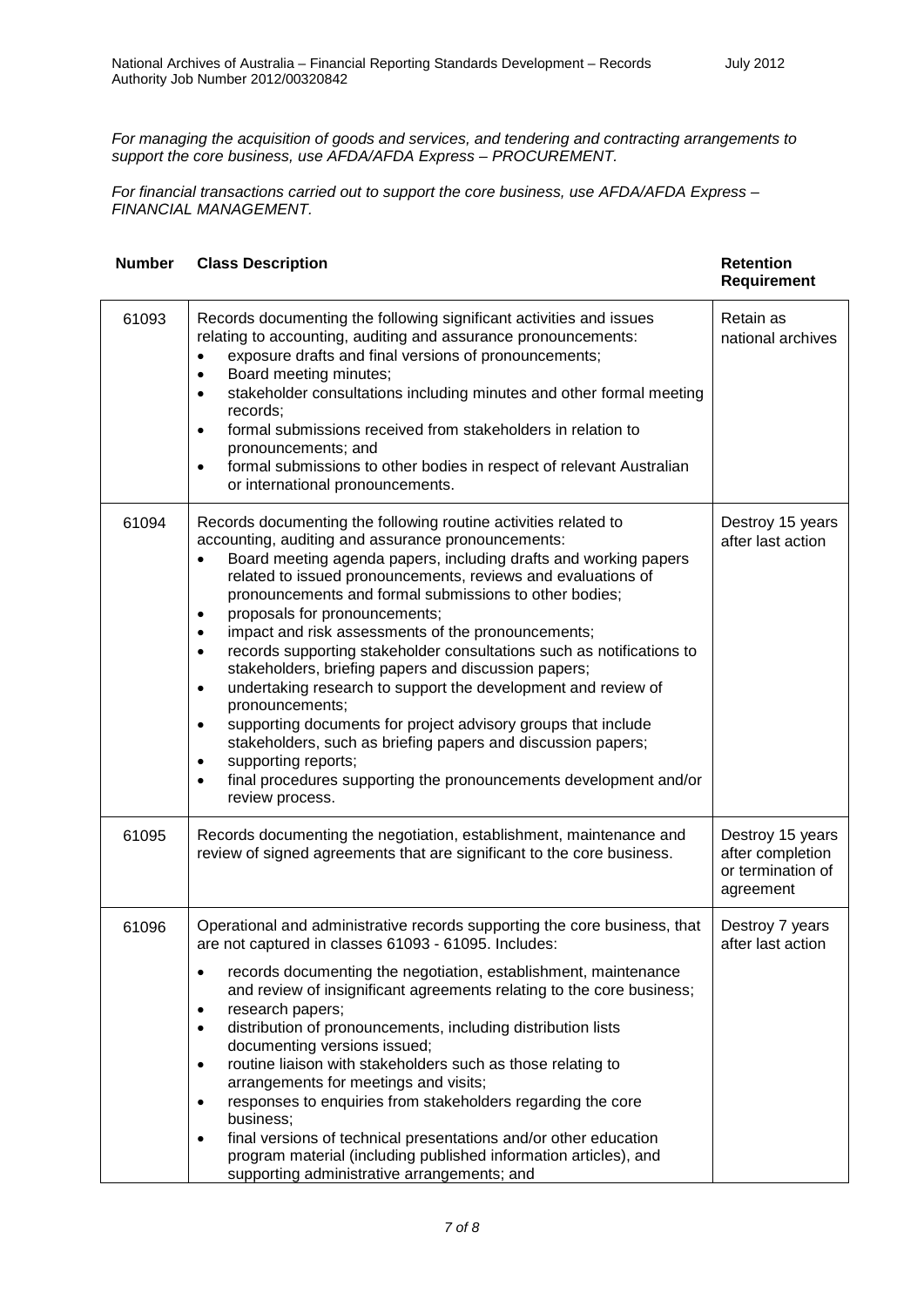*For managing the acquisition of goods and services, and tendering and contracting arrangements to support the core business, use AFDA/AFDA Express – PROCUREMENT.*

*For financial transactions carried out to support the core business, use AFDA/AFDA Express – FINANCIAL MANAGEMENT.*

| Number | Class Description | Retention Requirement |
|---|---|---|
| 61093 | Records documenting the following significant activities and issues relating to accounting, auditing and assurance pronouncements:<br>• exposure drafts and final versions of pronouncements;<br>• Board meeting minutes;<br>• stakeholder consultations including minutes and other formal meeting records;<br>• formal submissions received from stakeholders in relation to pronouncements; and<br>• formal submissions to other bodies in respect of relevant Australian or international pronouncements. | Retain as national archives |
| 61094 | Records documenting the following routine activities related to accounting, auditing and assurance pronouncements:<br>• Board meeting agenda papers, including drafts and working papers related to issued pronouncements, reviews and evaluations of pronouncements and formal submissions to other bodies;<br>• proposals for pronouncements;<br>• impact and risk assessments of the pronouncements;<br>• records supporting stakeholder consultations such as notifications to stakeholders, briefing papers and discussion papers;<br>• undertaking research to support the development and review of pronouncements;<br>• supporting documents for project advisory groups that include stakeholders, such as briefing papers and discussion papers;<br>• supporting reports;<br>• final procedures supporting the pronouncements development and/or review process. | Destroy 15 years after last action |
| 61095 | Records documenting the negotiation, establishment, maintenance and review of signed agreements that are significant to the core business. | Destroy 15 years after completion or termination of agreement |
| 61096 | Operational and administrative records supporting the core business, that are not captured in classes 61093 - 61095. Includes:<br>• records documenting the negotiation, establishment, maintenance and review of insignificant agreements relating to the core business;<br>• research papers;<br>• distribution of pronouncements, including distribution lists documenting versions issued;<br>• routine liaison with stakeholders such as those relating to arrangements for meetings and visits;<br>• responses to enquiries from stakeholders regarding the core business;<br>• final versions of technical presentations and/or other education program material (including published information articles), and supporting administrative arrangements; and | Destroy 7 years after last action |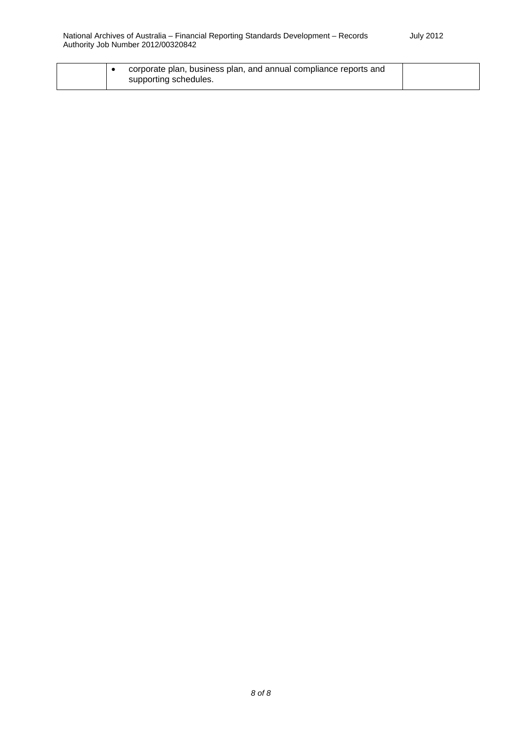| | | |
|---|---|---|
| | • corporate plan, business plan, and annual compliance reports and supporting schedules. | |